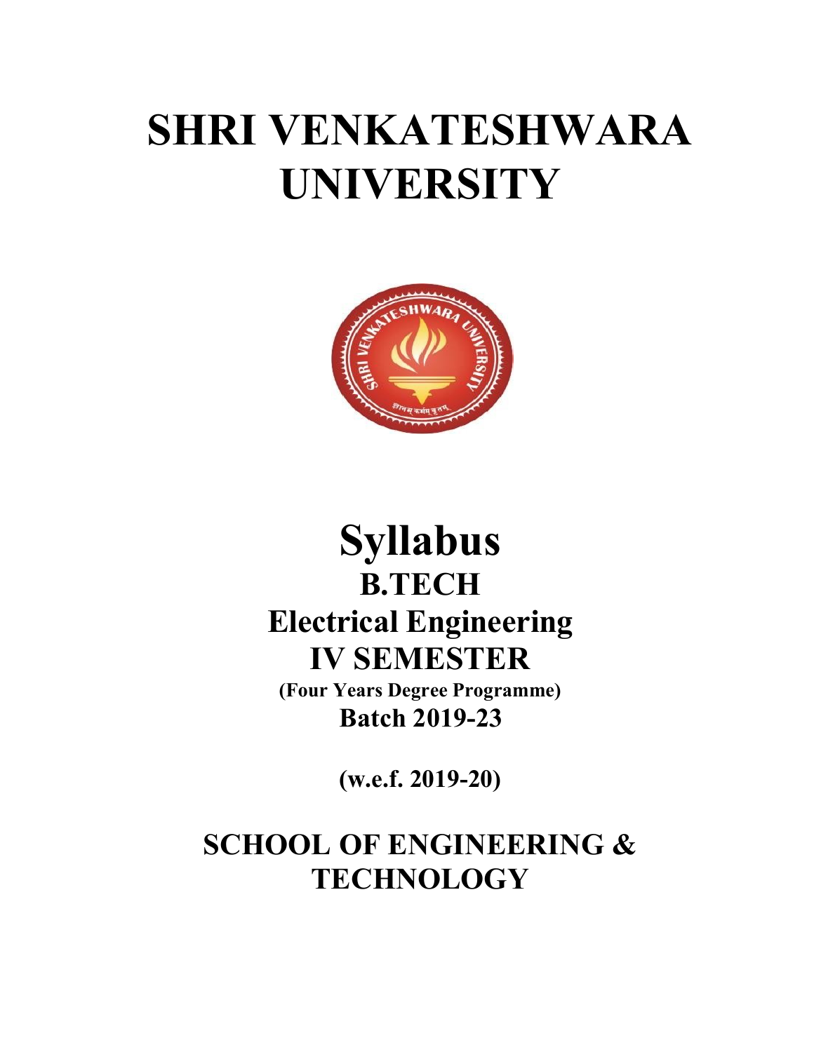# SHRI VENKATESHWARA UNIVERSITY

# Syllabus

## B.TECH

## Electrical Engineering

## IV SEMESTER

**(Four Years Degree Programme)**

**Batch 2019-23**

**(w.e.f. 2019-20)**

## SCHOOL OF ENGINEERING & TECHNOLOGY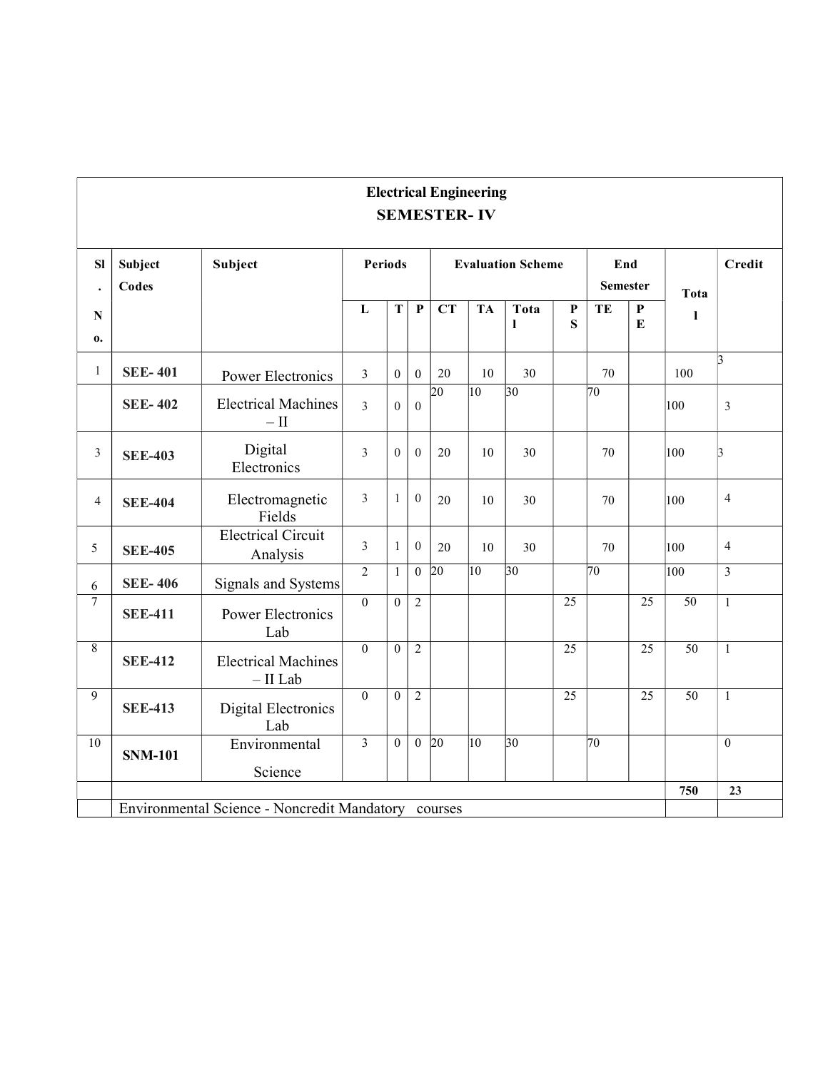## Electrical Engineering

### SEMESTER- IV

| Sl. No. | Subject Codes | Subject | Periods | | | Evaluation Scheme | | | | End Semester | | Total | Credit |
|---|---|---|---|---|---|---|---|---|---|---|---|---|---|
| | | | L | T | P | CT | TA | Total | PS | TE | PE | | |
| 1 | **SEE- 401** | Power Electronics | 3 | 0 | 0 | 20 | 10 | 30 | | 70 | | 100 | 3 |
| | **SEE- 402** | Electrical Machines – II | 3 | 0 | 0 | 20 | 10 | 30 | | 70 | | 100 | 3 |
| 3 | **SEE-403** | Digital Electronics | 3 | 0 | 0 | 20 | 10 | 30 | | 70 | | 100 | 3 |
| 4 | **SEE-404** | Electromagnetic Fields | 3 | 1 | 0 | 20 | 10 | 30 | | 70 | | 100 | 4 |
| 5 | **SEE-405** | Electrical Circuit Analysis | 3 | 1 | 0 | 20 | 10 | 30 | | 70 | | 100 | 4 |
| 6 | **SEE- 406** | Signals and Systems | 2 | 1 | 0 | 20 | 10 | 30 | | 70 | | 100 | 3 |
| 7 | **SEE-411** | Power Electronics Lab | 0 | 0 | 2 | | | | 25 | | 25 | 50 | 1 |
| 8 | **SEE-412** | Electrical Machines – II Lab | 0 | 0 | 2 | | | | 25 | | 25 | 50 | 1 |
| 9 | **SEE-413** | Digital Electronics Lab | 0 | 0 | 2 | | | | 25 | | 25 | 50 | 1 |
| 10 | **SNM-101** | Environmental Science | 3 | 0 | 0 | 20 | 10 | 30 | | 70 | | | 0 |
| | | | | | | | | | | | | **750** | **23** |
| | Environmental Science - Noncredit Mandatory courses | | | | | | | | | | | | |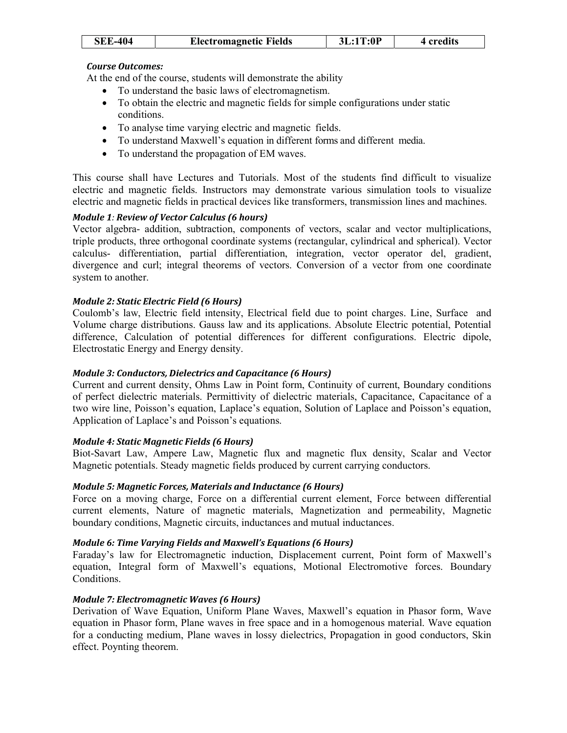| SEE-404 | Electromagnetic Fields | 3L:1T:0P | 4 credits |
|---|---|---|---|

***Course Outcomes:***

At the end of the course, students will demonstrate the ability

- To understand the basic laws of electromagnetism.
- To obtain the electric and magnetic fields for simple configurations under static conditions.
- To analyse time varying electric and magnetic fields.
- To understand Maxwell's equation in different forms and different media.
- To understand the propagation of EM waves.

This course shall have Lectures and Tutorials. Most of the students find difficult to visualize electric and magnetic fields. Instructors may demonstrate various simulation tools to visualize electric and magnetic fields in practical devices like transformers, transmission lines and machines.

***Module 1: Review of Vector Calculus (6 hours)***

Vector algebra- addition, subtraction, components of vectors, scalar and vector multiplications, triple products, three orthogonal coordinate systems (rectangular, cylindrical and spherical). Vector calculus- differentiation, partial differentiation, integration, vector operator del, gradient, divergence and curl; integral theorems of vectors. Conversion of a vector from one coordinate system to another.

***Module 2: Static Electric Field (6 Hours)***

Coulomb's law, Electric field intensity, Electrical field due to point charges. Line, Surface and Volume charge distributions. Gauss law and its applications. Absolute Electric potential, Potential difference, Calculation of potential differences for different configurations. Electric dipole, Electrostatic Energy and Energy density.

***Module 3: Conductors, Dielectrics and Capacitance (6 Hours)***

Current and current density, Ohms Law in Point form, Continuity of current, Boundary conditions of perfect dielectric materials. Permittivity of dielectric materials, Capacitance, Capacitance of a two wire line, Poisson's equation, Laplace's equation, Solution of Laplace and Poisson's equation, Application of Laplace's and Poisson's equations.

***Module 4: Static Magnetic Fields (6 Hours)***

Biot-Savart Law, Ampere Law, Magnetic flux and magnetic flux density, Scalar and Vector Magnetic potentials. Steady magnetic fields produced by current carrying conductors.

***Module 5: Magnetic Forces, Materials and Inductance (6 Hours)***

Force on a moving charge, Force on a differential current element, Force between differential current elements, Nature of magnetic materials, Magnetization and permeability, Magnetic boundary conditions, Magnetic circuits, inductances and mutual inductances.

***Module 6: Time Varying Fields and Maxwell's Equations (6 Hours)***

Faraday's law for Electromagnetic induction, Displacement current, Point form of Maxwell's equation, Integral form of Maxwell's equations, Motional Electromotive forces. Boundary Conditions.

***Module 7: Electromagnetic Waves (6 Hours)***

Derivation of Wave Equation, Uniform Plane Waves, Maxwell's equation in Phasor form, Wave equation in Phasor form, Plane waves in free space and in a homogenous material. Wave equation for a conducting medium, Plane waves in lossy dielectrics, Propagation in good conductors, Skin effect. Poynting theorem.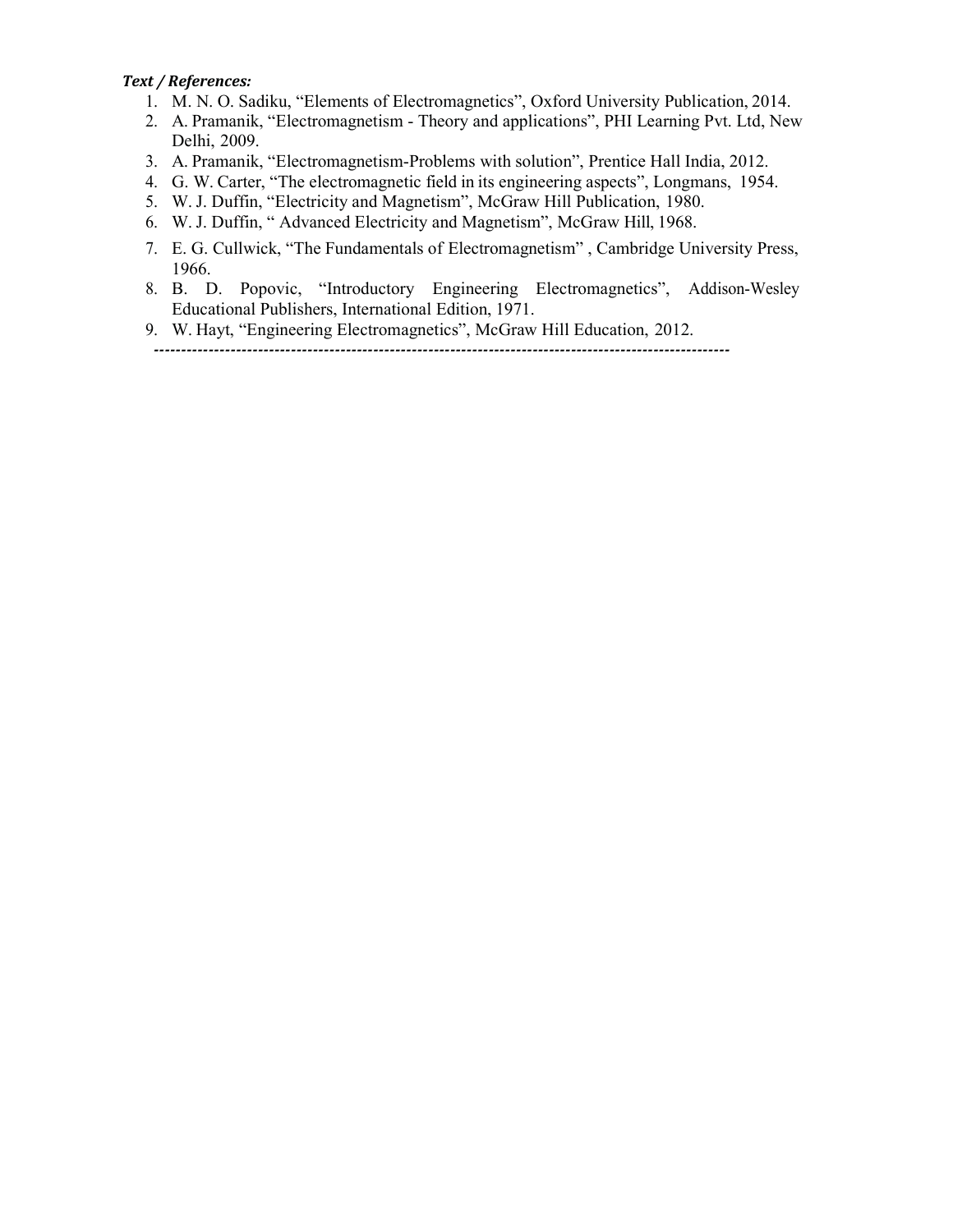***Text / References:***

1. M. N. O. Sadiku, "Elements of Electromagnetics", Oxford University Publication, 2014.
2. A. Pramanik, "Electromagnetism - Theory and applications", PHI Learning Pvt. Ltd, New Delhi, 2009.
3. A. Pramanik, "Electromagnetism-Problems with solution", Prentice Hall India, 2012.
4. G. W. Carter, "The electromagnetic field in its engineering aspects", Longmans, 1954.
5. W. J. Duffin, "Electricity and Magnetism", McGraw Hill Publication, 1980.
6. W. J. Duffin, " Advanced Electricity and Magnetism", McGraw Hill, 1968.
7. E. G. Cullwick, "The Fundamentals of Electromagnetism" , Cambridge University Press, 1966.
8. B. D. Popovic, "Introductory Engineering Electromagnetics", Addison-Wesley Educational Publishers, International Edition, 1971.
9. W. Hayt, "Engineering Electromagnetics", McGraw Hill Education, 2012.

---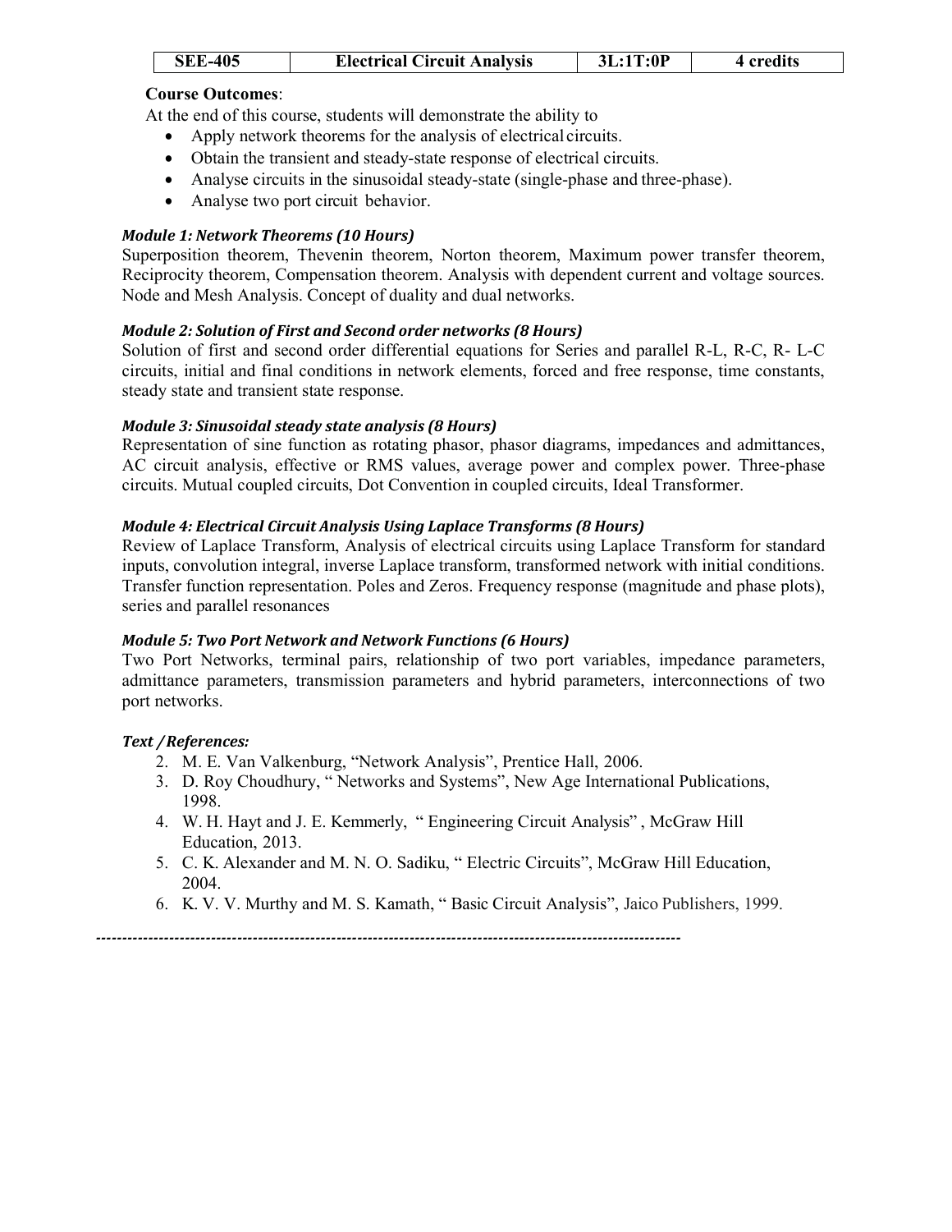| SEE-405 | Electrical Circuit Analysis | 3L:1T:0P | 4 credits |
|---|---|---|---|

**Course Outcomes**:

At the end of this course, students will demonstrate the ability to

- Apply network theorems for the analysis of electrical circuits.
- Obtain the transient and steady-state response of electrical circuits.
- Analyse circuits in the sinusoidal steady-state (single-phase and three-phase).
- Analyse two port circuit behavior.

***Module 1: Network Theorems (10 Hours)***

Superposition theorem, Thevenin theorem, Norton theorem, Maximum power transfer theorem, Reciprocity theorem, Compensation theorem. Analysis with dependent current and voltage sources. Node and Mesh Analysis. Concept of duality and dual networks.

***Module 2: Solution of First and Second order networks (8 Hours)***

Solution of first and second order differential equations for Series and parallel R-L, R-C, R- L-C circuits, initial and final conditions in network elements, forced and free response, time constants, steady state and transient state response.

***Module 3: Sinusoidal steady state analysis (8 Hours)***

Representation of sine function as rotating phasor, phasor diagrams, impedances and admittances, AC circuit analysis, effective or RMS values, average power and complex power. Three-phase circuits. Mutual coupled circuits, Dot Convention in coupled circuits, Ideal Transformer.

***Module 4: Electrical Circuit Analysis Using Laplace Transforms (8 Hours)***

Review of Laplace Transform, Analysis of electrical circuits using Laplace Transform for standard inputs, convolution integral, inverse Laplace transform, transformed network with initial conditions. Transfer function representation. Poles and Zeros. Frequency response (magnitude and phase plots), series and parallel resonances

***Module 5: Two Port Network and Network Functions (6 Hours)***

Two Port Networks, terminal pairs, relationship of two port variables, impedance parameters, admittance parameters, transmission parameters and hybrid parameters, interconnections of two port networks.

***Text / References:***

2. M. E. Van Valkenburg, "Network Analysis", Prentice Hall, 2006.
3. D. Roy Choudhury, " Networks and Systems", New Age International Publications, 1998.
4. W. H. Hayt and J. E. Kemmerly, " Engineering Circuit Analysis" , McGraw Hill Education, 2013.
5. C. K. Alexander and M. N. O. Sadiku, " Electric Circuits", McGraw Hill Education, 2004.
6. K. V. V. Murthy and M. S. Kamath, " Basic Circuit Analysis", Jaico Publishers, 1999.

---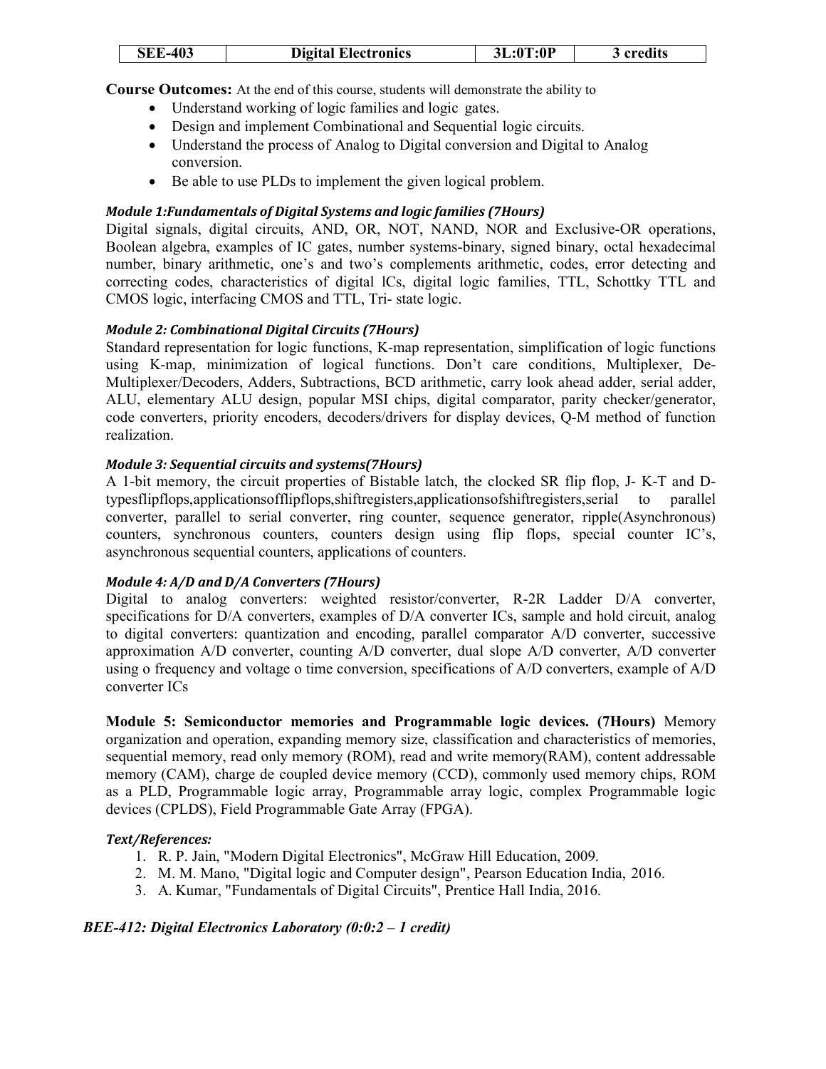| SEE-403 | Digital Electronics | 3L:0T:0P | 3 credits |
|---|---|---|---|

**Course Outcomes:** At the end of this course, students will demonstrate the ability to

- Understand working of logic families and logic gates.
- Design and implement Combinational and Sequential logic circuits.
- Understand the process of Analog to Digital conversion and Digital to Analog conversion.
- Be able to use PLDs to implement the given logical problem.

***Module 1:Fundamentals of Digital Systems and logic families (7Hours)***

Digital signals, digital circuits, AND, OR, NOT, NAND, NOR and Exclusive-OR operations, Boolean algebra, examples of IC gates, number systems-binary, signed binary, octal hexadecimal number, binary arithmetic, one's and two's complements arithmetic, codes, error detecting and correcting codes, characteristics of digital lCs, digital logic families, TTL, Schottky TTL and CMOS logic, interfacing CMOS and TTL, Tri- state logic.

***Module 2: Combinational Digital Circuits (7Hours)***

Standard representation for logic functions, K-map representation, simplification of logic functions using K-map, minimization of logical functions. Don't care conditions, Multiplexer, De-Multiplexer/Decoders, Adders, Subtractions, BCD arithmetic, carry look ahead adder, serial adder, ALU, elementary ALU design, popular MSI chips, digital comparator, parity checker/generator, code converters, priority encoders, decoders/drivers for display devices, Q-M method of function realization.

***Module 3: Sequential circuits and systems(7Hours)***

A 1-bit memory, the circuit properties of Bistable latch, the clocked SR flip flop, J- K-T and D-typesflipflops,applicationsofflipflops,shiftregisters,applicationsofshiftregisters,serial to parallel converter, parallel to serial converter, ring counter, sequence generator, ripple(Asynchronous) counters, synchronous counters, counters design using flip flops, special counter IC's, asynchronous sequential counters, applications of counters.

***Module 4: A/D and D/A Converters (7Hours)***

Digital to analog converters: weighted resistor/converter, R-2R Ladder D/A converter, specifications for D/A converters, examples of D/A converter ICs, sample and hold circuit, analog to digital converters: quantization and encoding, parallel comparator A/D converter, successive approximation A/D converter, counting A/D converter, dual slope A/D converter, A/D converter using o frequency and voltage o time conversion, specifications of A/D converters, example of A/D converter ICs

**Module 5: Semiconductor memories and Programmable logic devices. (7Hours)** Memory organization and operation, expanding memory size, classification and characteristics of memories, sequential memory, read only memory (ROM), read and write memory(RAM), content addressable memory (CAM), charge de coupled device memory (CCD), commonly used memory chips, ROM as a PLD, Programmable logic array, Programmable array logic, complex Programmable logic devices (CPLDS), Field Programmable Gate Array (FPGA).

***Text/References:***

1. R. P. Jain, "Modern Digital Electronics", McGraw Hill Education, 2009.
2. M. M. Mano, "Digital logic and Computer design", Pearson Education India, 2016.
3. A. Kumar, "Fundamentals of Digital Circuits", Prentice Hall India, 2016.

***BEE-412: Digital Electronics Laboratory (0:0:2 – 1 credit)***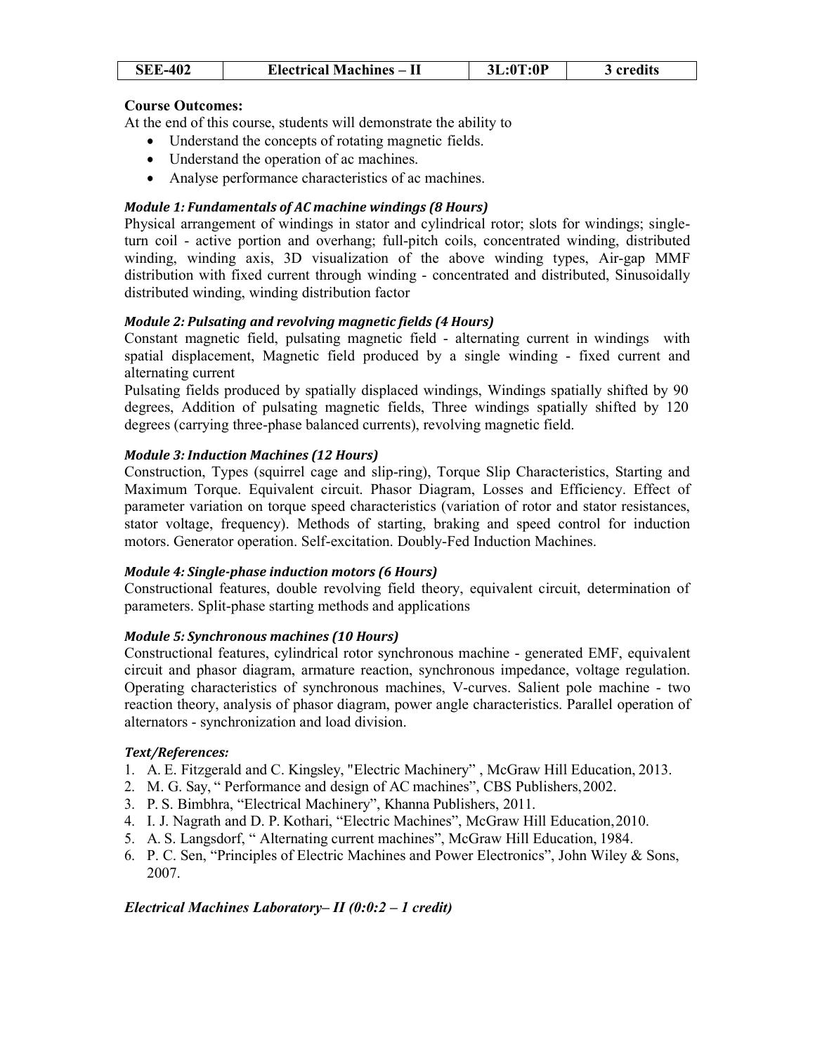| SEE-402 | Electrical Machines – II | 3L:0T:0P | 3 credits |
|---|---|---|---|

**Course Outcomes:**

At the end of this course, students will demonstrate the ability to

- Understand the concepts of rotating magnetic fields.
- Understand the operation of ac machines.
- Analyse performance characteristics of ac machines.

***Module 1: Fundamentals of AC machine windings (8 Hours)***

Physical arrangement of windings in stator and cylindrical rotor; slots for windings; single-turn coil - active portion and overhang; full-pitch coils, concentrated winding, distributed winding, winding axis, 3D visualization of the above winding types, Air-gap MMF distribution with fixed current through winding - concentrated and distributed, Sinusoidally distributed winding, winding distribution factor

***Module 2: Pulsating and revolving magnetic fields (4 Hours)***

Constant magnetic field, pulsating magnetic field - alternating current in windings with spatial displacement, Magnetic field produced by a single winding - fixed current and alternating current

Pulsating fields produced by spatially displaced windings, Windings spatially shifted by 90 degrees, Addition of pulsating magnetic fields, Three windings spatially shifted by 120 degrees (carrying three-phase balanced currents), revolving magnetic field.

***Module 3: Induction Machines (12 Hours)***

Construction, Types (squirrel cage and slip-ring), Torque Slip Characteristics, Starting and Maximum Torque. Equivalent circuit. Phasor Diagram, Losses and Efficiency. Effect of parameter variation on torque speed characteristics (variation of rotor and stator resistances, stator voltage, frequency). Methods of starting, braking and speed control for induction motors. Generator operation. Self-excitation. Doubly-Fed Induction Machines.

***Module 4: Single-phase induction motors (6 Hours)***

Constructional features, double revolving field theory, equivalent circuit, determination of parameters. Split-phase starting methods and applications

***Module 5: Synchronous machines (10 Hours)***

Constructional features, cylindrical rotor synchronous machine - generated EMF, equivalent circuit and phasor diagram, armature reaction, synchronous impedance, voltage regulation. Operating characteristics of synchronous machines, V-curves. Salient pole machine - two reaction theory, analysis of phasor diagram, power angle characteristics. Parallel operation of alternators - synchronization and load division.

***Text/References:***

1. A. E. Fitzgerald and C. Kingsley, "Electric Machinery" , McGraw Hill Education, 2013.
2. M. G. Say, " Performance and design of AC machines", CBS Publishers, 2002.
3. P. S. Bimbhra, "Electrical Machinery", Khanna Publishers, 2011.
4. I. J. Nagrath and D. P. Kothari, "Electric Machines", McGraw Hill Education, 2010.
5. A. S. Langsdorf, " Alternating current machines", McGraw Hill Education, 1984.
6. P. C. Sen, "Principles of Electric Machines and Power Electronics", John Wiley & Sons, 2007.

***Electrical Machines Laboratory– II (0:0:2 – 1 credit)***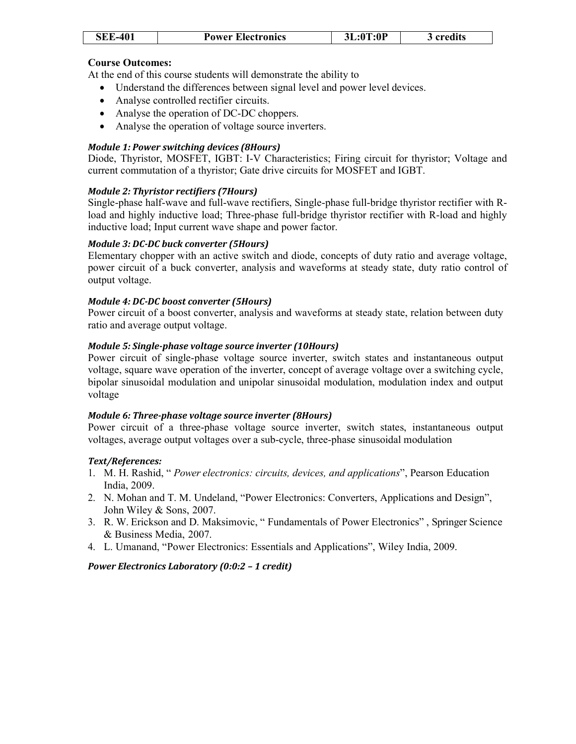| SEE-401 | Power Electronics | 3L:0T:0P | 3 credits |
|---|---|---|---|

**Course Outcomes:**

At the end of this course students will demonstrate the ability to

- Understand the differences between signal level and power level devices.
- Analyse controlled rectifier circuits.
- Analyse the operation of DC-DC choppers.
- Analyse the operation of voltage source inverters.

***Module 1: Power switching devices (8Hours)***

Diode, Thyristor, MOSFET, IGBT: I-V Characteristics; Firing circuit for thyristor; Voltage and current commutation of a thyristor; Gate drive circuits for MOSFET and IGBT.

***Module 2: Thyristor rectifiers (7Hours)***

Single-phase half-wave and full-wave rectifiers, Single-phase full-bridge thyristor rectifier with R-load and highly inductive load; Three-phase full-bridge thyristor rectifier with R-load and highly inductive load; Input current wave shape and power factor.

***Module 3: DC-DC buck converter (5Hours)***

Elementary chopper with an active switch and diode, concepts of duty ratio and average voltage, power circuit of a buck converter, analysis and waveforms at steady state, duty ratio control of output voltage.

***Module 4: DC-DC boost converter (5Hours)***

Power circuit of a boost converter, analysis and waveforms at steady state, relation between duty ratio and average output voltage.

***Module 5: Single-phase voltage source inverter (10Hours)***

Power circuit of single-phase voltage source inverter, switch states and instantaneous output voltage, square wave operation of the inverter, concept of average voltage over a switching cycle, bipolar sinusoidal modulation and unipolar sinusoidal modulation, modulation index and output voltage

***Module 6: Three-phase voltage source inverter (8Hours)***

Power circuit of a three-phase voltage source inverter, switch states, instantaneous output voltages, average output voltages over a sub-cycle, three-phase sinusoidal modulation

***Text/References:***

1. M. H. Rashid, " *Power electronics: circuits, devices, and applications*", Pearson Education India, 2009.
2. N. Mohan and T. M. Undeland, "Power Electronics: Converters, Applications and Design", John Wiley & Sons, 2007.
3. R. W. Erickson and D. Maksimovic, " Fundamentals of Power Electronics" , Springer Science & Business Media, 2007.
4. L. Umanand, "Power Electronics: Essentials and Applications", Wiley India, 2009.

***Power Electronics Laboratory (0:0:2 – 1 credit)***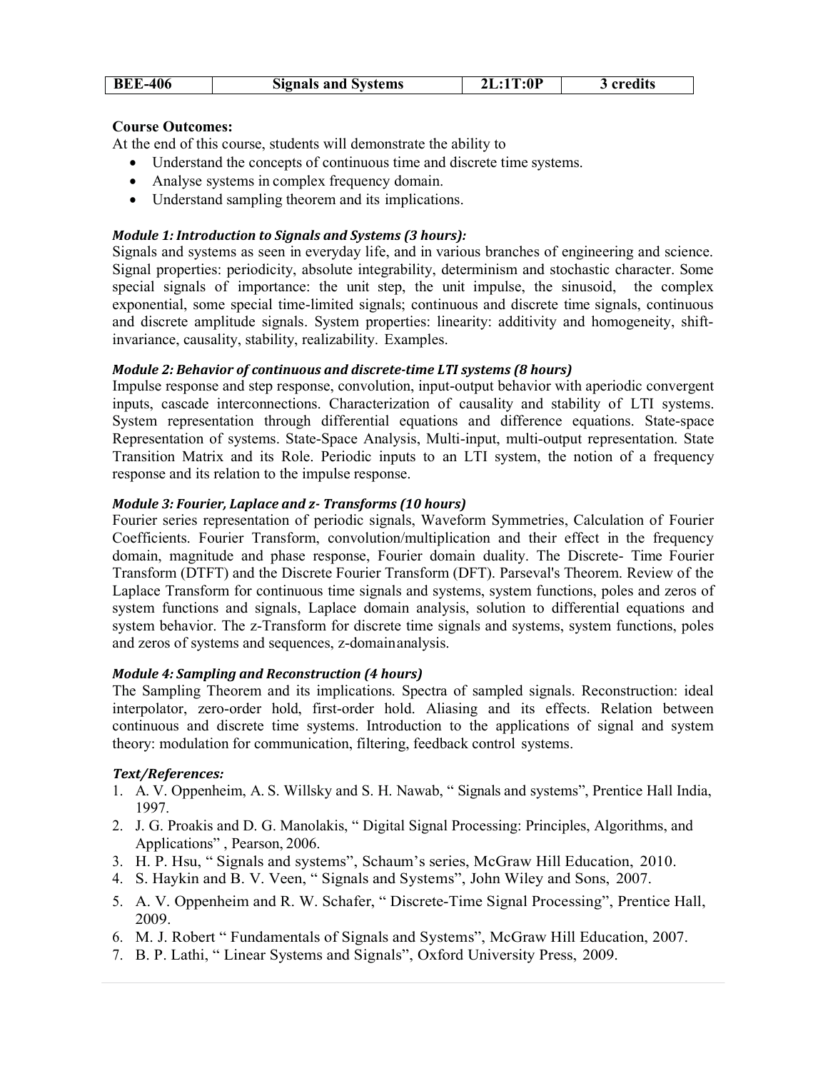| BEE-406 | Signals and Systems | 2L:1T:0P | 3 credits |
|---|---|---|---|

**Course Outcomes:**

At the end of this course, students will demonstrate the ability to

- Understand the concepts of continuous time and discrete time systems.
- Analyse systems in complex frequency domain.
- Understand sampling theorem and its implications.

***Module 1: Introduction to Signals and Systems (3 hours):***

Signals and systems as seen in everyday life, and in various branches of engineering and science. Signal properties: periodicity, absolute integrability, determinism and stochastic character. Some special signals of importance: the unit step, the unit impulse, the sinusoid, the complex exponential, some special time-limited signals; continuous and discrete time signals, continuous and discrete amplitude signals. System properties: linearity: additivity and homogeneity, shift-invariance, causality, stability, realizability. Examples.

***Module 2: Behavior of continuous and discrete-time LTI systems (8 hours)***

Impulse response and step response, convolution, input-output behavior with aperiodic convergent inputs, cascade interconnections. Characterization of causality and stability of LTI systems. System representation through differential equations and difference equations. State-space Representation of systems. State-Space Analysis, Multi-input, multi-output representation. State Transition Matrix and its Role. Periodic inputs to an LTI system, the notion of a frequency response and its relation to the impulse response.

***Module 3: Fourier, Laplace and z- Transforms (10 hours)***

Fourier series representation of periodic signals, Waveform Symmetries, Calculation of Fourier Coefficients. Fourier Transform, convolution/multiplication and their effect in the frequency domain, magnitude and phase response, Fourier domain duality. The Discrete- Time Fourier Transform (DTFT) and the Discrete Fourier Transform (DFT). Parseval's Theorem. Review of the Laplace Transform for continuous time signals and systems, system functions, poles and zeros of system functions and signals, Laplace domain analysis, solution to differential equations and system behavior. The z-Transform for discrete time signals and systems, system functions, poles and zeros of systems and sequences, z-domain analysis.

***Module 4: Sampling and Reconstruction (4 hours)***

The Sampling Theorem and its implications. Spectra of sampled signals. Reconstruction: ideal interpolator, zero-order hold, first-order hold. Aliasing and its effects. Relation between continuous and discrete time systems. Introduction to the applications of signal and system theory: modulation for communication, filtering, feedback control systems.

***Text/References:***

1. A. V. Oppenheim, A. S. Willsky and S. H. Nawab, " Signals and systems", Prentice Hall India, 1997.
2. J. G. Proakis and D. G. Manolakis, " Digital Signal Processing: Principles, Algorithms, and Applications" , Pearson, 2006.
3. H. P. Hsu, " Signals and systems", Schaum's series, McGraw Hill Education, 2010.
4. S. Haykin and B. V. Veen, " Signals and Systems", John Wiley and Sons, 2007.
5. A. V. Oppenheim and R. W. Schafer, " Discrete-Time Signal Processing", Prentice Hall, 2009.
6. M. J. Robert " Fundamentals of Signals and Systems", McGraw Hill Education, 2007.
7. B. P. Lathi, " Linear Systems and Signals", Oxford University Press, 2009.